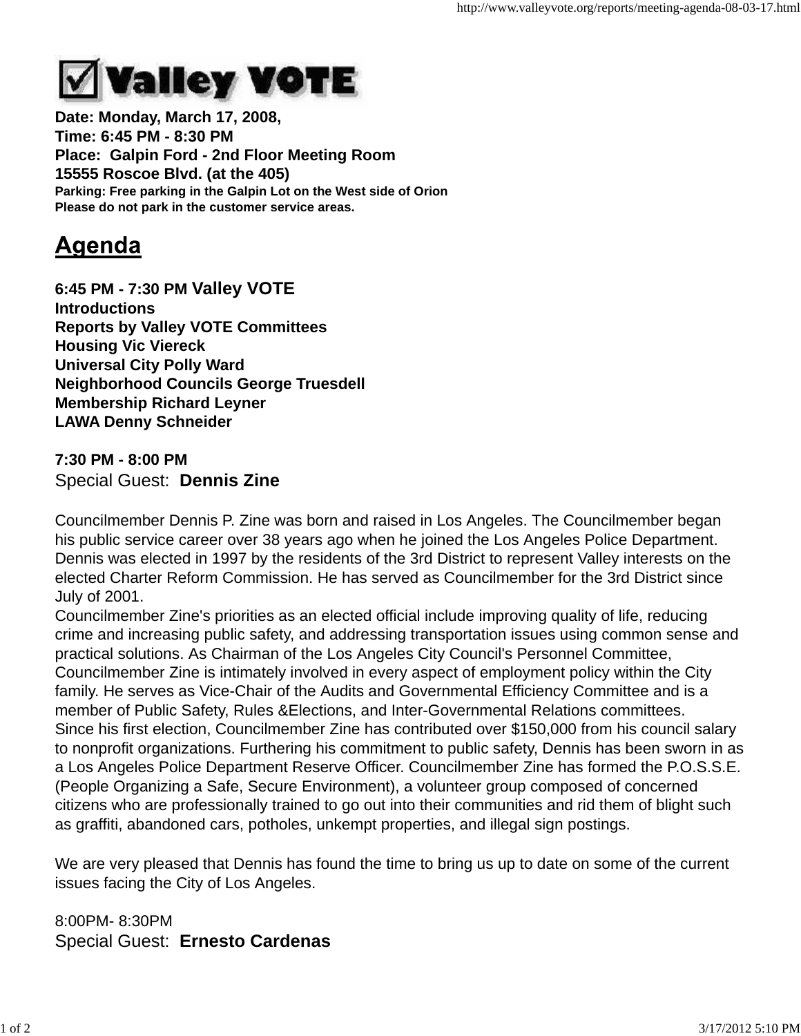# Valley VOTE

**Date: Monday, March 17, 2008,**
**Time: 6:45 PM - 8:30 PM**
**Place: Galpin Ford - 2nd Floor Meeting Room**
**15555 Roscoe Blvd. (at the 405)**
**Parking: Free parking in the Galpin Lot on the West side of Orion**
**Please do not park in the customer service areas.**

## Agenda

**6:45 PM - 7:30 PM Valley VOTE**
**Introductions**
**Reports by Valley VOTE Committees**
**Housing Vic Viereck**
**Universal City Polly Ward**
**Neighborhood Councils George Truesdell**
**Membership Richard Leyner**
**LAWA Denny Schneider**

**7:30 PM - 8:00 PM**
Special Guest: **Dennis Zine**

Councilmember Dennis P. Zine was born and raised in Los Angeles. The Councilmember began his public service career over 38 years ago when he joined the Los Angeles Police Department. Dennis was elected in 1997 by the residents of the 3rd District to represent Valley interests on the elected Charter Reform Commission. He has served as Councilmember for the 3rd District since July of 2001.
Councilmember Zine's priorities as an elected official include improving quality of life, reducing crime and increasing public safety, and addressing transportation issues using common sense and practical solutions. As Chairman of the Los Angeles City Council's Personnel Committee, Councilmember Zine is intimately involved in every aspect of employment policy within the City family. He serves as Vice-Chair of the Audits and Governmental Efficiency Committee and is a member of Public Safety, Rules &Elections, and Inter-Governmental Relations committees.
Since his first election, Councilmember Zine has contributed over $150,000 from his council salary to nonprofit organizations. Furthering his commitment to public safety, Dennis has been sworn in as a Los Angeles Police Department Reserve Officer. Councilmember Zine has formed the P.O.S.S.E. (People Organizing a Safe, Secure Environment), a volunteer group composed of concerned citizens who are professionally trained to go out into their communities and rid them of blight such as graffiti, abandoned cars, potholes, unkempt properties, and illegal sign postings.

We are very pleased that Dennis has found the time to bring us up to date on some of the current issues facing the City of Los Angeles.

8:00PM- 8:30PM
Special Guest: **Ernesto Cardenas**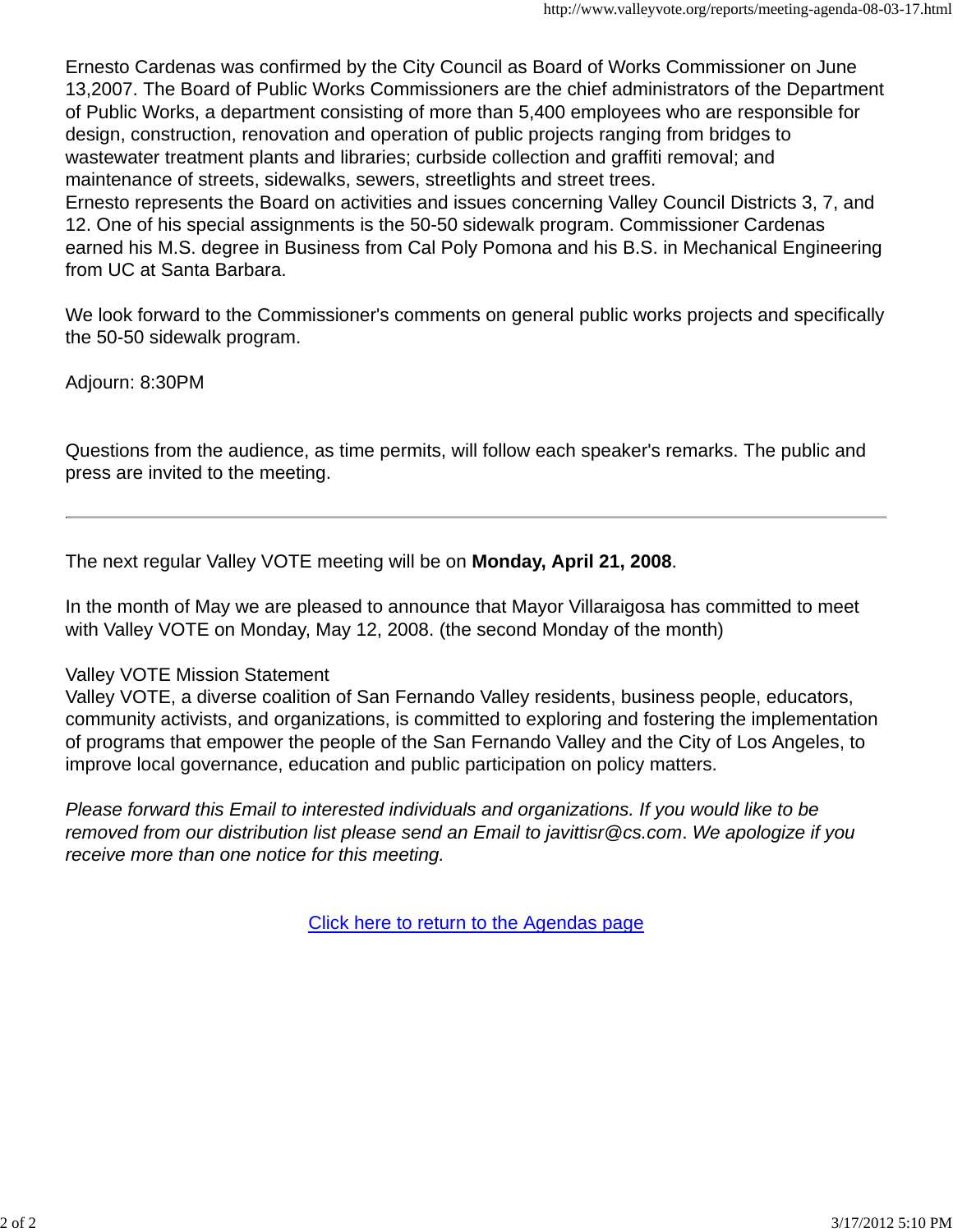Ernesto Cardenas was confirmed by the City Council as Board of Works Commissioner on June 13,2007. The Board of Public Works Commissioners are the chief administrators of the Department of Public Works, a department consisting of more than 5,400 employees who are responsible for design, construction, renovation and operation of public projects ranging from bridges to wastewater treatment plants and libraries; curbside collection and graffiti removal; and maintenance of streets, sidewalks, sewers, streetlights and street trees.
Ernesto represents the Board on activities and issues concerning Valley Council Districts 3, 7, and 12. One of his special assignments is the 50-50 sidewalk program. Commissioner Cardenas earned his M.S. degree in Business from Cal Poly Pomona and his B.S. in Mechanical Engineering from UC at Santa Barbara.

We look forward to the Commissioner's comments on general public works projects and specifically the 50-50 sidewalk program.

Adjourn: 8:30PM

Questions from the audience, as time permits, will follow each speaker's remarks. The public and press are invited to the meeting.

---

The next regular Valley VOTE meeting will be on **Monday, April 21, 2008**.

In the month of May we are pleased to announce that Mayor Villaraigosa has committed to meet with Valley VOTE on Monday, May 12, 2008. (the second Monday of the month)

Valley VOTE Mission Statement
Valley VOTE, a diverse coalition of San Fernando Valley residents, business people, educators, community activists, and organizations, is committed to exploring and fostering the implementation of programs that empower the people of the San Fernando Valley and the City of Los Angeles, to improve local governance, education and public participation on policy matters.

*Please forward this Email to interested individuals and organizations. If you would like to be removed from our distribution list please send an Email to javittisr@cs.com. We apologize if you receive more than one notice for this meeting.*

Click here to return to the Agendas page